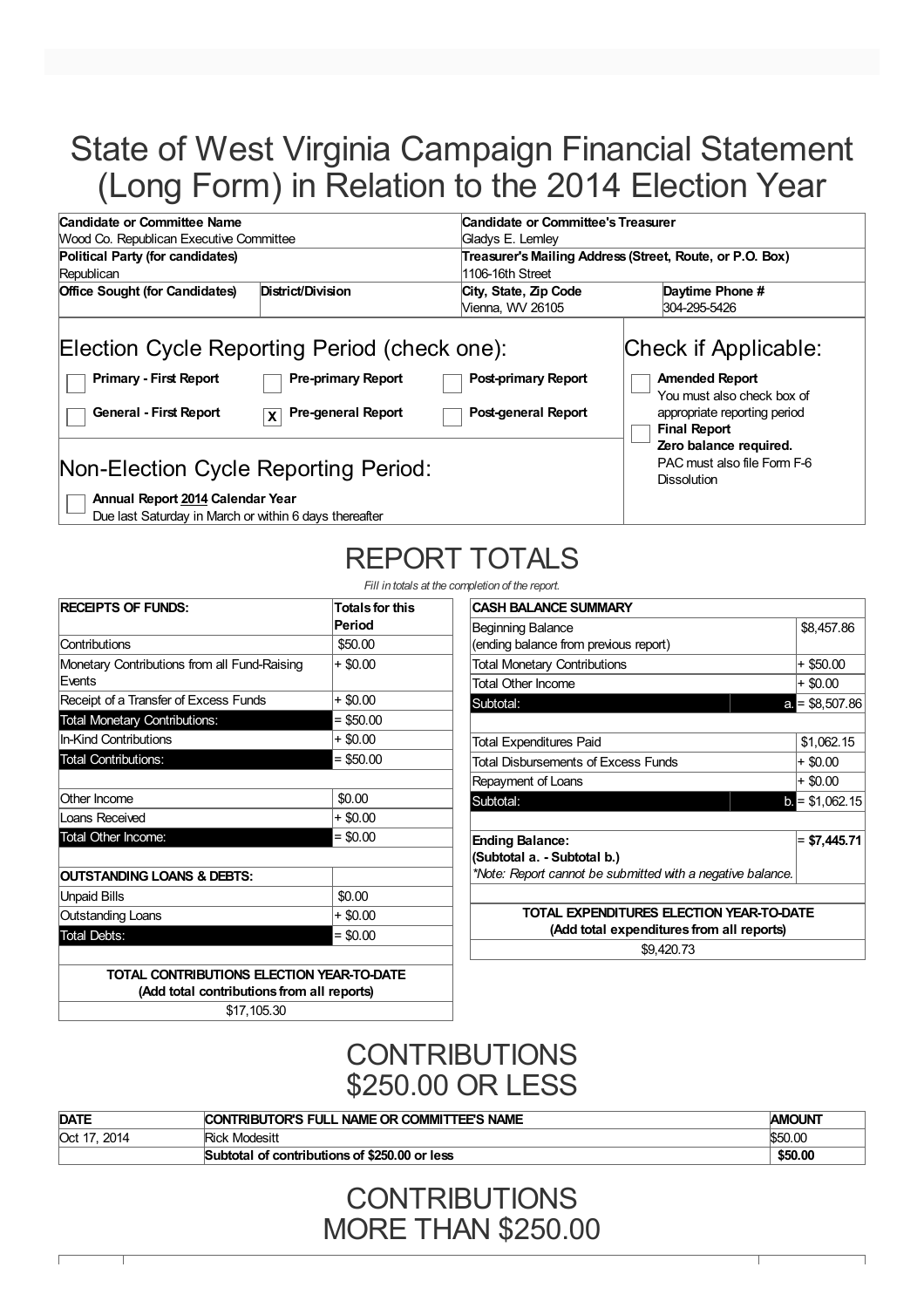# State of West Virginia Campaign Financial Statement (Long Form) in Relation to the 2014 Election Year

| Candidate or Committee Name | | Candidate or Committee's Treasurer | |
|---|---|---|---|
| Wood Co. Republican Executive Committee | | Gladys E. Lemley | |
| **Political Party (for candidates)** | | **Treasurer's Mailing Address (Street, Route, or P.O. Box)** | |
| Republican | | 1106-16th Street | |
| **Office Sought (for Candidates)** | **District/Division** | **City, State, Zip Code** | **Daytime Phone #** |
| | | Vienna, WV 26105 | 304-295-5426 |

## Election Cycle Reporting Period (check one):

- [ ] **Primary - First Report**
- [ ] **Pre-primary Report**
- [ ] **Post-primary Report**
- [ ] **General - First Report**
- [x] **Pre-general Report**
- [ ] **Post-general Report**

## Check if Applicable:

- [ ] **Amended Report** You must also check box of appropriate reporting period
- [ ] **Final Report** **Zero balance required.** PAC must also file Form F-6 Dissolution

## Non-Election Cycle Reporting Period:

- [ ] **Annual Report 2014 Calendar Year** Due last Saturday in March or within 6 days thereafter

# REPORT TOTALS

*Fill in totals at the completion of the report.*

| RECEIPTS OF FUNDS: | Totals for this Period |
|---|---|
| Contributions | $50.00 |
| Monetary Contributions from all Fund-Raising Events | + $0.00 |
| Receipt of a Transfer of Excess Funds | + $0.00 |
| Total Monetary Contributions: | = $50.00 |
| In-Kind Contributions | + $0.00 |
| Total Contributions: | = $50.00 |
| | |
| Other Income | $0.00 |
| Loans Received | + $0.00 |
| Total Other Income: | = $0.00 |
| | |
| **OUTSTANDING LOANS & DEBTS:** | |
| Unpaid Bills | $0.00 |
| Outstanding Loans | + $0.00 |
| Total Debts: | = $0.00 |
| | |
| **TOTAL CONTRIBUTIONS ELECTION YEAR-TO-DATE (Add total contributions from all reports)** | |
| $17,105.30 | |

| CASH BALANCE SUMMARY | | |
|---|---|---|
| Beginning Balance (ending balance from previous report) | | $8,457.86 |
| Total Monetary Contributions | | + $50.00 |
| Total Other Income | | + $0.00 |
| Subtotal: | a. | = $8,507.86 |
| | | |
| Total Expenditures Paid | | $1,062.15 |
| Total Disbursements of Excess Funds | | + $0.00 |
| Repayment of Loans | | + $0.00 |
| Subtotal: | b. | = $1,062.15 |
| | | |
| **Ending Balance: (Subtotal a. - Subtotal b.)** *\*Note: Report cannot be submitted with a negative balance.* | | = **$7,445.71** |
| | | |
| **TOTAL EXPENDITURES ELECTION YEAR-TO-DATE (Add total expenditures from all reports)** | | |
| $9,420.73 | | |

# CONTRIBUTIONS $250.00 OR LESS

| DATE | CONTRIBUTOR'S FULL NAME OR COMMITTEE'S NAME | AMOUNT |
|---|---|---|
| Oct 17, 2014 | Rick Modesitt | $50.00 |
| | **Subtotal of contributions of $250.00 or less** | **$50.00** |

# CONTRIBUTIONS MORE THAN $250.00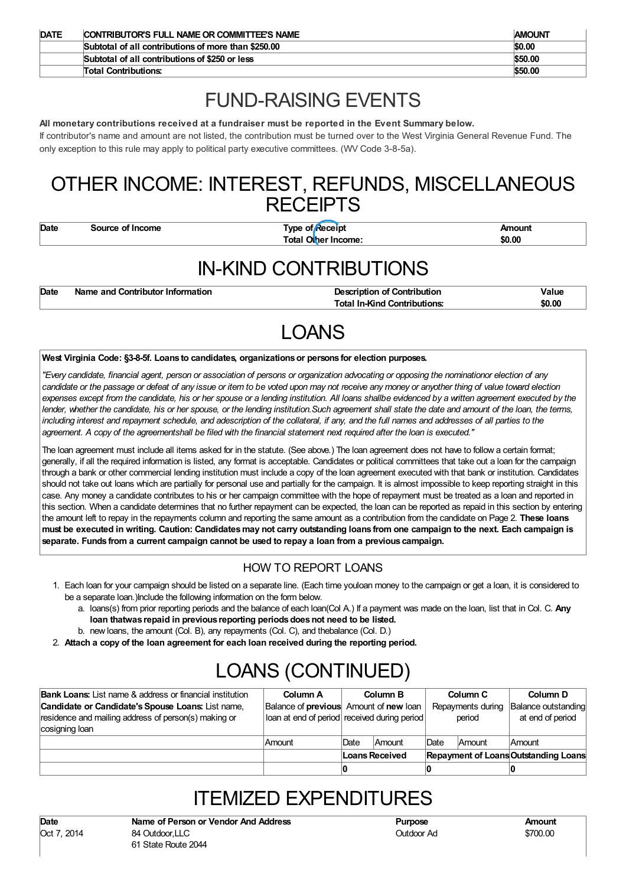| DATE | CONTRIBUTOR'S FULL NAME OR COMMITTEE'S NAME | AMOUNT |
|---|---|---|
| | Subtotal of all contributions of more than $250.00 | $0.00 |
| | Subtotal of all contributions of $250 or less | $50.00 |
| | Total Contributions: | $50.00 |

# FUND-RAISING EVENTS

**All monetary contributions received at a fundraiser must be reported in the Event Summary below.**

If contributor's name and amount are not listed, the contribution must be turned over to the West Virginia General Revenue Fund. The only exception to this rule may apply to political party executive committees. (WV Code 3-8-5a).

# OTHER INCOME: INTEREST, REFUNDS, MISCELLANEOUS RECEIPTS

| Date | Source of Income | Type of Receipt | Amount |
|---|---|---|---|
| | | Total Other Income: | $0.00 |

# IN-KIND CONTRIBUTIONS

| Date | Name and Contributor Information | Description of Contribution | Value |
|---|---|---|---|
| | | Total In-Kind Contributions: | $0.00 |

# LOANS

**West Virginia Code: §3-8-5f. Loans to candidates, organizations or persons for election purposes.**

*"Every candidate, financial agent, person or association of persons or organization advocating or opposing the nominationor election of any candidate or the passage or defeat of any issue or item to be voted upon may not receive any money or anyother thing of value toward election expenses except from the candidate, his or her spouse or a lending institution. All loans shallbe evidenced by a written agreement executed by the lender, whether the candidate, his or her spouse, or the lending institution.Such agreement shall state the date and amount of the loan, the terms, including interest and repayment schedule, and adescription of the collateral, if any, and the full names and addresses of all parties to the agreement. A copy of the agreementshall be filed with the financial statement next required after the loan is executed."*

The loan agreement must include all items asked for in the statute. (See above.) The loan agreement does not have to follow a certain format; generally, if all the required information is listed, any format is acceptable. Candidates or political committees that take out a loan for the campaign through a bank or other commercial lending institution must include a copy of the loan agreement executed with that bank or institution. Candidates should not take out loans which are partially for personal use and partially for the campaign. It is almost impossible to keep reporting straight in this case. Any money a candidate contributes to his or her campaign committee with the hope of repayment must be treated as a loan and reported in this section. When a candidate determines that no further repayment can be expected, the loan can be reported as repaid in this section by entering the amount left to repay in the repayments column and reporting the same amount as a contribution from the candidate on Page 2. **These loans must be executed in writing. Caution: Candidates may not carry outstanding loans from one campaign to the next. Each campaign is separate. Funds from a current campaign cannot be used to repay a loan from a previous campaign.**

## HOW TO REPORT LOANS

1. Each loan for your campaign should be listed on a separate line. (Each time youloan money to the campaign or get a loan, it is considered to be a separate loan.)Include the following information on the form below.
   a. loans(s) from prior reporting periods and the balance of each loan(Col A.) If a payment was made on the loan, list that in Col. C. **Any loan thatwas repaid in previous reporting periods does not need to be listed.**
   b. new loans, the amount (Col. B), any repayments (Col. C), and thebalance (Col. D.)
2. **Attach a copy of the loan agreement for each loan received during the reporting period.**

# LOANS (CONTINUED)

| **Bank Loans:** List name & address or financial institution **Candidate or Candidate's Spouse Loans:** List name, residence and mailing address of person(s) making or cosigning loan | **Column A** Balance of **previous** loan at end of period | **Column B** Amount of **new** loan received during period | | **Column C** Repayments during period | | **Column D** Balance outstanding at end of period |
|---|---|---|---|---|---|---|
| | Amount | Date | Amount | Date | Amount | Amount |
| | | **Loans Received** | | **Repayment of Loans** | | **Outstanding Loans** |
| | | **0** | | **0** | | **0** |

# ITEMIZED EXPENDITURES

| Date | Name of Person or Vendor And Address | Purpose | Amount |
|---|---|---|---|
| Oct 7, 2014 | 84 Outdoor,LLC<br>61 State Route 2044 | Outdoor Ad | $700.00 |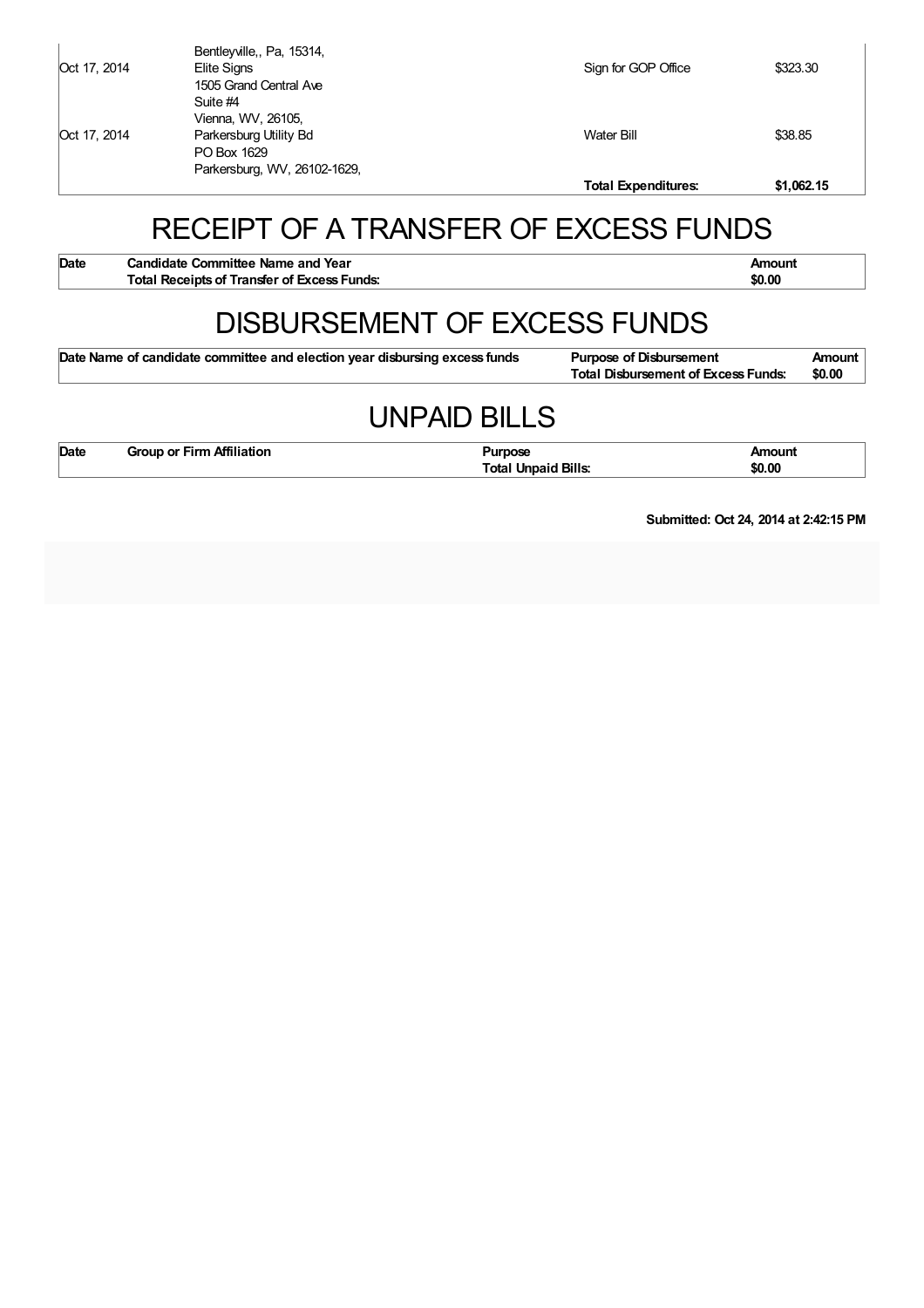| | | | |
|---|---|---|---|
| | Bentleyville,, Pa, 15314, | | |
| Oct 17, 2014 | Elite Signs<br>1505 Grand Central Ave<br>Suite #4<br>Vienna, WV, 26105, | Sign for GOP Office | $323.30 |
| Oct 17, 2014 | Parkersburg Utility Bd<br>PO Box 1629<br>Parkersburg, WV, 26102-1629, | Water Bill | $38.85 |
| | | **Total Expenditures:** | **$1,062.15** |

# RECEIPT OF A TRANSFER OF EXCESS FUNDS

| Date | Candidate Committee Name and Year | Amount |
|---|---|---|
| | **Total Receipts of Transfer of Excess Funds:** | **$0.00** |

# DISBURSEMENT OF EXCESS FUNDS

| Date | Name of candidate committee and election year disbursing excess funds | Purpose of Disbursement | Amount |
|---|---|---|---|
| | | **Total Disbursement of Excess Funds:** | **$0.00** |

# UNPAID BILLS

| Date | Group or Firm Affiliation | Purpose | Amount |
|---|---|---|---|
| | | **Total Unpaid Bills:** | **$0.00** |

**Submitted: Oct 24, 2014 at 2:42:15 PM**